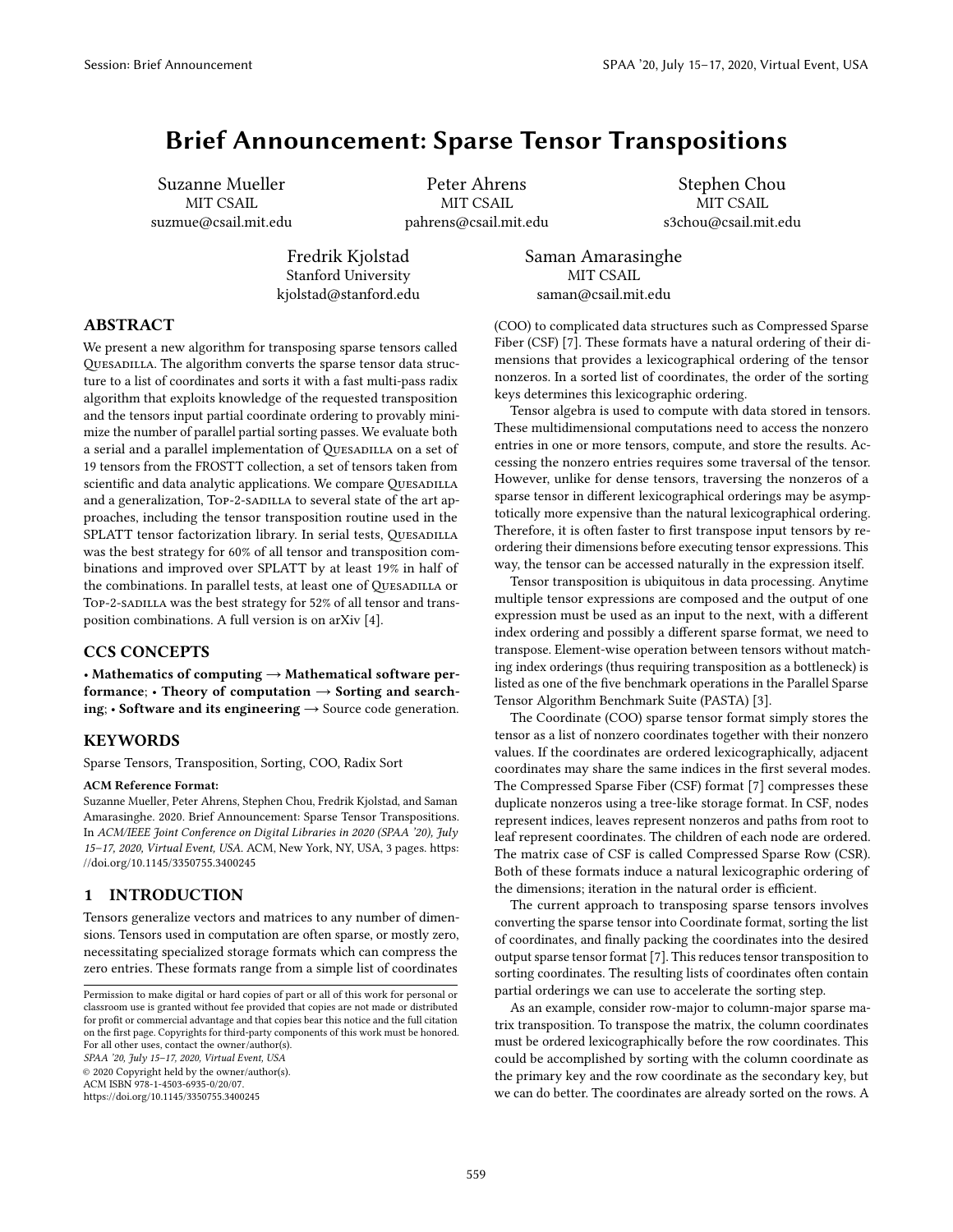# Brief Announcement: Sparse Tensor Transpositions

Suzanne Mueller
MIT CSAIL
suzmue@csail.mit.edu

Peter Ahrens
MIT CSAIL
pahrens@csail.mit.edu

Stephen Chou
MIT CSAIL
s3chou@csail.mit.edu

Fredrik Kjolstad
Stanford University
kjolstad@stanford.edu

Saman Amarasinghe
MIT CSAIL
saman@csail.mit.edu

## ABSTRACT

We present a new algorithm for transposing sparse tensors called Quesadilla. The algorithm converts the sparse tensor data structure to a list of coordinates and sorts it with a fast multi-pass radix algorithm that exploits knowledge of the requested transposition and the tensors input partial coordinate ordering to provably minimize the number of parallel partial sorting passes. We evaluate both a serial and a parallel implementation of Quesadilla on a set of 19 tensors from the FROSTT collection, a set of tensors taken from scientific and data analytic applications. We compare Quesadilla and a generalization, Top-2-sadilla to several state of the art approaches, including the tensor transposition routine used in the SPLATT tensor factorization library. In serial tests, Quesadilla was the best strategy for 60% of all tensor and transposition combinations and improved over SPLATT by at least 19% in half of the combinations. In parallel tests, at least one of Quesadilla or Top-2-sadilla was the best strategy for 52% of all tensor and transposition combinations. A full version is on arXiv [4].

## CCS CONCEPTS

• **Mathematics of computing → Mathematical software performance**; • **Theory of computation → Sorting and searching**; • **Software and its engineering** → Source code generation.

## KEYWORDS

Sparse Tensors, Transposition, Sorting, COO, Radix Sort

**ACM Reference Format:**
Suzanne Mueller, Peter Ahrens, Stephen Chou, Fredrik Kjolstad, and Saman Amarasinghe. 2020. Brief Announcement: Sparse Tensor Transpositions. In *ACM/IEEE Joint Conference on Digital Libraries in 2020 (SPAA '20), July 15–17, 2020, Virtual Event, USA.* ACM, New York, NY, USA, 3 pages. https://doi.org/10.1145/3350755.3400245

## 1 INTRODUCTION

Tensors generalize vectors and matrices to any number of dimensions. Tensors used in computation are often sparse, or mostly zero, necessitating specialized storage formats which can compress the zero entries. These formats range from a simple list of coordinates (COO) to complicated data structures such as Compressed Sparse Fiber (CSF) [7]. These formats have a natural ordering of their dimensions that provides a lexicographical ordering of the tensor nonzeros. In a sorted list of coordinates, the order of the sorting keys determines this lexicographic ordering.

Tensor algebra is used to compute with data stored in tensors. These multidimensional computations need to access the nonzero entries in one or more tensors, compute, and store the results. Accessing the nonzero entries requires some traversal of the tensor. However, unlike for dense tensors, traversing the nonzeros of a sparse tensor in different lexicographical orderings may be asymptotically more expensive than the natural lexicographical ordering. Therefore, it is often faster to first transpose input tensors by reordering their dimensions before executing tensor expressions. This way, the tensor can be accessed naturally in the expression itself.

Tensor transposition is ubiquitous in data processing. Anytime multiple tensor expressions are composed and the output of one expression must be used as an input to the next, with a different index ordering and possibly a different sparse format, we need to transpose. Element-wise operation between tensors without matching index orderings (thus requiring transposition as a bottleneck) is listed as one of the five benchmark operations in the Parallel Sparse Tensor Algorithm Benchmark Suite (PASTA) [3].

The Coordinate (COO) sparse tensor format simply stores the tensor as a list of nonzero coordinates together with their nonzero values. If the coordinates are ordered lexicographically, adjacent coordinates may share the same indices in the first several modes. The Compressed Sparse Fiber (CSF) format [7] compresses these duplicate nonzeros using a tree-like storage format. In CSF, nodes represent indices, leaves represent nonzeros and paths from root to leaf represent coordinates. The children of each node are ordered. The matrix case of CSF is called Compressed Sparse Row (CSR). Both of these formats induce a natural lexicographic ordering of the dimensions; iteration in the natural order is efficient.

The current approach to transposing sparse tensors involves converting the sparse tensor into Coordinate format, sorting the list of coordinates, and finally packing the coordinates into the desired output sparse tensor format [7]. This reduces tensor transposition to sorting coordinates. The resulting lists of coordinates often contain partial orderings we can use to accelerate the sorting step.

As an example, consider row-major to column-major sparse matrix transposition. To transpose the matrix, the column coordinates must be ordered lexicographically before the row coordinates. This could be accomplished by sorting with the column coordinate as the primary key and the row coordinate as the secondary key, but we can do better. The coordinates are already sorted on the rows. A

Permission to make digital or hard copies of part or all of this work for personal or classroom use is granted without fee provided that copies are not made or distributed for profit or commercial advantage and that copies bear this notice and the full citation on the first page. Copyrights for third-party components of this work must be honored. For all other uses, contact the owner/author(s).
*SPAA '20, July 15–17, 2020, Virtual Event, USA*
© 2020 Copyright held by the owner/author(s).
ACM ISBN 978-1-4503-6935-0/20/07.
https://doi.org/10.1145/3350755.3400245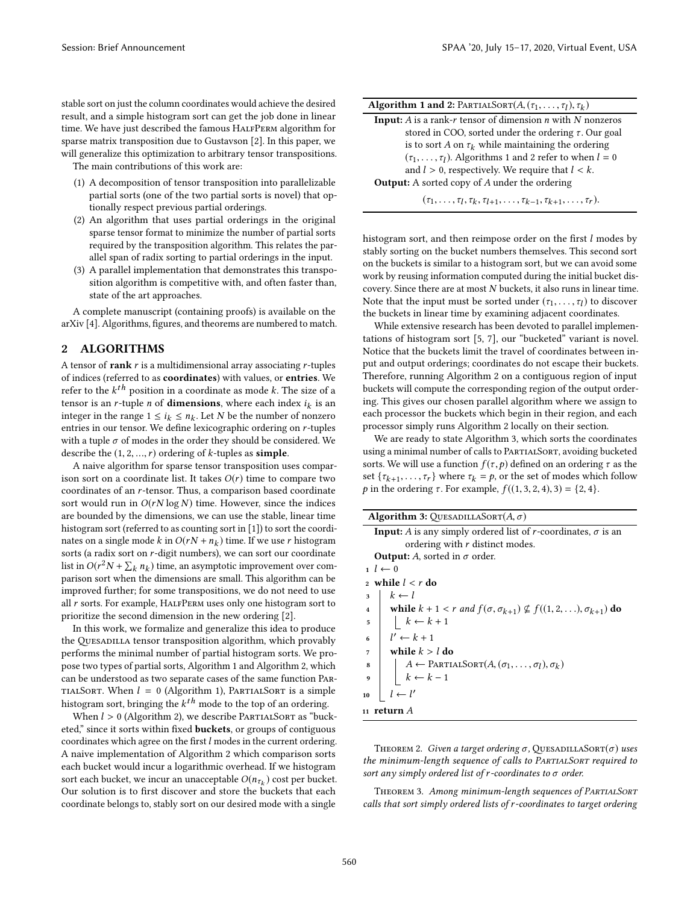stable sort on just the column coordinates would achieve the desired result, and a simple histogram sort can get the job done in linear time. We have just described the famous HalfPerm algorithm for sparse matrix transposition due to Gustavson [2]. In this paper, we will generalize this optimization to arbitrary tensor transpositions.

The main contributions of this work are:

1. A decomposition of tensor transposition into parallelizable partial sorts (one of the two partial sorts is novel) that optionally respect previous partial orderings.
2. An algorithm that uses partial orderings in the original sparse tensor format to minimize the number of partial sorts required by the transposition algorithm. This relates the parallel span of radix sorting to partial orderings in the input.
3. A parallel implementation that demonstrates this transposition algorithm is competitive with, and often faster than, state of the art approaches.

A complete manuscript (containing proofs) is available on the arXiv [4]. Algorithms, figures, and theorems are numbered to match.

## 2 ALGORITHMS

A tensor of **rank** $r$ is a multidimensional array associating $r$-tuples of indices (referred to as **coordinates**) with values, or **entries**. We refer to the $k^{th}$ position in a coordinate as mode $k$. The size of a tensor is an $r$-tuple $n$ of **dimensions**, where each index $i_k$ is an integer in the range $1 \le i_k \le n_k$. Let $N$ be the number of nonzero entries in our tensor. We define lexicographic ordering on $r$-tuples with a tuple $\sigma$ of modes in the order they should be considered. We describe the $(1, 2, ..., r)$ ordering of $k$-tuples as **simple**.

A naive algorithm for sparse tensor transposition uses comparison sort on a coordinate list. It takes $O(r)$ time to compare two coordinates of an $r$-tensor. Thus, a comparison based coordinate sort would run in $O(rN \log N)$ time. However, since the indices are bounded by the dimensions, we can use the stable, linear time histogram sort (referred to as counting sort in [1]) to sort the coordinates on a single mode $k$ in $O(rN + n_k)$ time. If we use $r$ histogram sorts (a radix sort on $r$-digit numbers), we can sort our coordinate list in $O(r^2N + \sum_k n_k)$ time, an asymptotic improvement over comparison sort when the dimensions are small. This algorithm can be improved further; for some transpositions, we do not need to use all $r$ sorts. For example, HalfPerm uses only one histogram sort to prioritize the second dimension in the new ordering [2].

In this work, we formalize and generalize this idea to produce the Quesadilla tensor transposition algorithm, which provably performs the minimal number of partial histogram sorts. We propose two types of partial sorts, Algorithm 1 and Algorithm 2, which can be understood as two separate cases of the same function PartialSort. When $l = 0$ (Algorithm 1), PartialSort is a simple histogram sort, bringing the $k^{th}$ mode to the top of an ordering.

When $l > 0$ (Algorithm 2), we describe PartialSort as "bucketed," since it sorts within fixed **buckets**, or groups of contiguous coordinates which agree on the first $l$ modes in the current ordering. A naive implementation of Algorithm 2 which comparison sorts each bucket would incur a logarithmic overhead. If we histogram sort each bucket, we incur an unacceptable $O(n_{\tau_k})$ cost per bucket. Our solution is to first discover and store the buckets that each coordinate belongs to, stably sort on our desired mode with a single

**Algorithm 1 and 2:** PartialSort($A, (\tau_1, \ldots, \tau_l), \tau_k$)

**Input:** $A$ is a rank-$r$ tensor of dimension $n$ with $N$ nonzeros stored in COO, sorted under the ordering $\tau$. Our goal is to sort $A$ on $\tau_k$ while maintaining the ordering $(\tau_1, \ldots, \tau_l)$. Algorithms 1 and 2 refer to when $l = 0$ and $l > 0$, respectively. We require that $l < k$.

**Output:** A sorted copy of $A$ under the ordering

$$(\tau_1, \ldots, \tau_l, \tau_k, \tau_{l+1}, \ldots, \tau_{k-1}, \tau_{k+1}, \ldots, \tau_r).$$

histogram sort, and then reimpose order on the first $l$ modes by stably sorting on the bucket numbers themselves. This second sort on the buckets is similar to a histogram sort, but we can avoid some work by reusing information computed during the initial bucket discovery. Since there are at most $N$ buckets, it also runs in linear time. Note that the input must be sorted under $(\tau_1, \ldots, \tau_l)$ to discover the buckets in linear time by examining adjacent coordinates.

While extensive research has been devoted to parallel implementations of histogram sort [5, 7], our "bucketed" variant is novel. Notice that the buckets limit the travel of coordinates between input and output orderings; coordinates do not escape their buckets. Therefore, running Algorithm 2 on a contiguous region of input buckets will compute the corresponding region of the output ordering. This gives our chosen parallel algorithm where we assign to each processor the buckets which begin in their region, and each processor simply runs Algorithm 2 locally on their section.

We are ready to state Algorithm 3, which sorts the coordinates using a minimal number of calls to PartialSort, avoiding bucketed sorts. We will use a function $f(\tau, p)$ defined on an ordering $\tau$ as the set $\{\tau_{k+1}, \ldots, \tau_r\}$ where $\tau_k = p$, or the set of modes which follow $p$ in the ordering $\tau$. For example, $f((1, 3, 2, 4), 3) = \{2, 4\}$.

**Algorithm 3:** QuesadillaSort($A, \sigma$)

**Input:** $A$ is any simply ordered list of $r$-coordinates, $\sigma$ is an ordering with $r$ distinct modes.

**Output:** $A$, sorted in $\sigma$ order.

```
1  l ← 0
2  while l < r do
3      k ← l
4      while k + 1 < r and f(σ, σ_{k+1}) ⊈ f((1, 2, ...), σ_{k+1}) do
5          k ← k + 1
6      l' ← k + 1
7      while k > l do
8          A ← PartialSort(A, (σ_1, ..., σ_l), σ_k)
9          k ← k − 1
10     l ← l'
11 return A
```

Theorem 2. *Given a target ordering $\sigma$, QuesadillaSort($\sigma$) uses the minimum-length sequence of calls to PartialSort required to sort any simply ordered list of $r$-coordinates to $\sigma$ order.*

Theorem 3. *Among minimum-length sequences of PartialSort calls that sort simply ordered lists of $r$-coordinates to target ordering*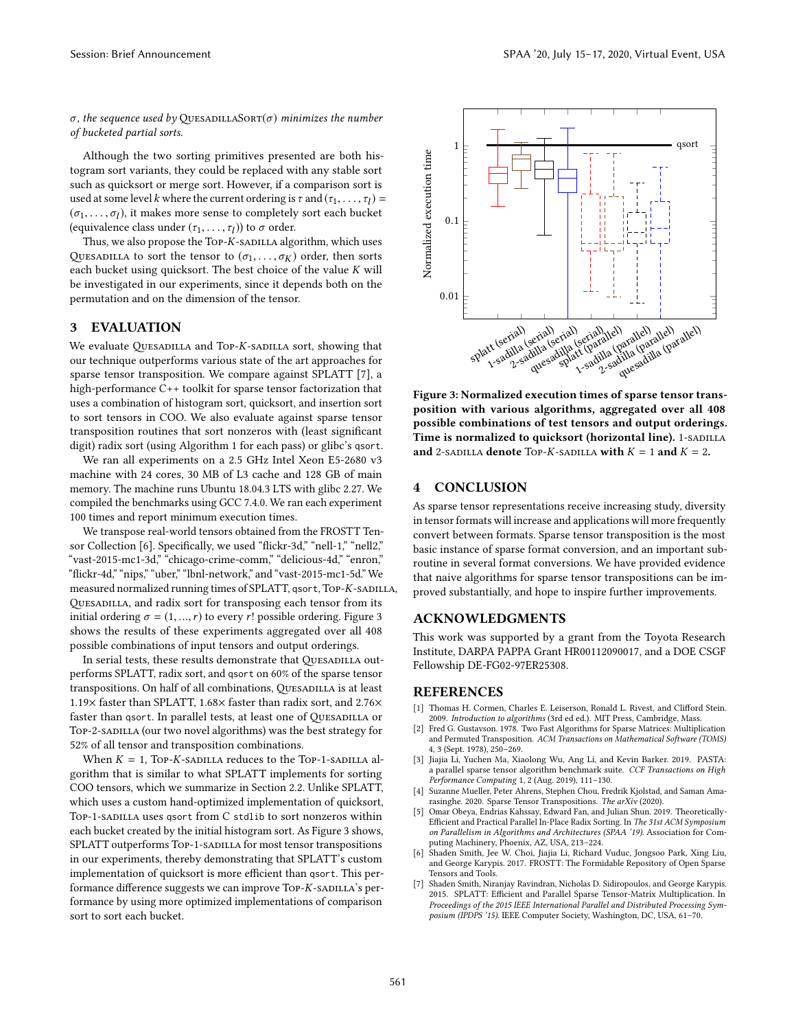*σ, the sequence used by* QuesadillaSort(*σ*) *minimizes the number of bucketed partial sorts.*

Although the two sorting primitives presented are both histogram sort variants, they could be replaced with any stable sort such as quicksort or merge sort. However, if a comparison sort is used at some level $k$ where the current ordering is $\tau$ and $(\tau_1, \ldots, \tau_l) = (\sigma_1, \ldots, \sigma_l)$, it makes more sense to completely sort each bucket (equivalence class under $(\tau_1, \ldots, \tau_l)$) to $\sigma$ order.

Thus, we also propose the Top-$K$-sadilla algorithm, which uses Quesadilla to sort the tensor to $(\sigma_1, \ldots, \sigma_K)$ order, then sorts each bucket using quicksort. The best choice of the value $K$ will be investigated in our experiments, since it depends both on the permutation and on the dimension of the tensor.

## 3 EVALUATION

We evaluate Quesadilla and Top-$K$-sadilla sort, showing that our technique outperforms various state of the art approaches for sparse tensor transposition. We compare against SPLATT [7], a high-performance C++ toolkit for sparse tensor factorization that uses a combination of histogram sort, quicksort, and insertion sort to sort tensors in COO. We also evaluate against sparse tensor transposition routines that sort nonzeros with (least significant digit) radix sort (using Algorithm 1 for each pass) or glibc's `qsort`.

We ran all experiments on a 2.5 GHz Intel Xeon E5-2680 v3 machine with 24 cores, 30 MB of L3 cache and 128 GB of main memory. The machine runs Ubuntu 18.04.3 LTS with glibc 2.27. We compiled the benchmarks using GCC 7.4.0. We ran each experiment 100 times and report minimum execution times.

We transpose real-world tensors obtained from the FROSTT Tensor Collection [6]. Specifically, we used "flickr-3d," "nell-1," "nell2," "vast-2015-mc1-3d," "chicago-crime-comm," "delicious-4d," "enron," "flickr-4d," "nips," "uber," "lbnl-network," and "vast-2015-mc1-5d." We measured normalized running times of SPLATT, `qsort`, Top-$K$-sadilla, Quesadilla, and radix sort for transposing each tensor from its initial ordering $\sigma = (1, ..., r)$ to every $r!$ possible ordering. Figure 3 shows the results of these experiments aggregated over all 408 possible combinations of input tensors and output orderings.

In serial tests, these results demonstrate that Quesadilla outperforms SPLATT, radix sort, and `qsort` on 60% of the sparse tensor transpositions. On half of all combinations, Quesadilla is at least 1.19× faster than SPLATT, 1.68× faster than radix sort, and 2.76× faster than `qsort`. In parallel tests, at least one of Quesadilla or Top-2-sadilla (our two novel algorithms) was the best strategy for 52% of all tensor and transposition combinations.

When $K = 1$, Top-$K$-sadilla reduces to the Top-1-sadilla algorithm that is similar to what SPLATT implements for sorting COO tensors, which we summarize in Section 2.2. Unlike SPLATT, which uses a custom hand-optimized implementation of quicksort, Top-1-sadilla uses `qsort` from C `stdlib` to sort nonzeros within each bucket created by the initial histogram sort. As Figure 3 shows, SPLATT outperforms Top-1-sadilla for most tensor transpositions in our experiments, thereby demonstrating that SPLATT's custom implementation of quicksort is more efficient than `qsort`. This performance difference suggests we can improve Top-$K$-sadilla's performance by using more optimized implementations of comparison sort to sort each bucket.

Normalized execution time
1
0.1
0.01
qsort
splatt (serial)
1-sadilla (serial)
2-sadilla (serial)
quesadilla (serial)
splatt (parallel)
1-sadilla (parallel)
2-sadilla (parallel)
quesadilla (parallel)

**Figure 3: Normalized execution times of sparse tensor transposition with various algorithms, aggregated over all 408 possible combinations of test tensors and output orderings. Time is normalized to quicksort (horizontal line). 1-sadilla and 2-sadilla denote Top-$K$-sadilla with $K = 1$ and $K = 2$.**

## 4 CONCLUSION

As sparse tensor representations receive increasing study, diversity in tensor formats will increase and applications will more frequently convert between formats. Sparse tensor transposition is the most basic instance of sparse format conversion, and an important subroutine in several format conversions. We have provided evidence that naive algorithms for sparse tensor transpositions can be improved substantially, and hope to inspire further improvements.

## ACKNOWLEDGMENTS

This work was supported by a grant from the Toyota Research Institute, DARPA PAPPA Grant HR00112090017, and a DOE CSGF Fellowship DE-FG02-97ER25308.

## REFERENCES

- [1] Thomas H. Cormen, Charles E. Leiserson, Ronald L. Rivest, and Clifford Stein. 2009. *Introduction to algorithms* (3rd ed ed.). MIT Press, Cambridge, Mass.
- [2] Fred G. Gustavson. 1978. Two Fast Algorithms for Sparse Matrices: Multiplication and Permuted Transposition. *ACM Transactions on Mathematical Software (TOMS)* 4, 3 (Sept. 1978), 250–269.
- [3] Jiajia Li, Yuchen Ma, Xiaolong Wu, Ang Li, and Kevin Barker. 2019. PASTA: a parallel sparse tensor algorithm benchmark suite. *CCF Transactions on High Performance Computing* 1, 2 (Aug. 2019), 111–130.
- [4] Suzanne Mueller, Peter Ahrens, Stephen Chou, Fredrik Kjolstad, and Saman Amarasinghe. 2020. Sparse Tensor Transpositions. *The arXiv* (2020).
- [5] Omar Obeya, Endrias Kahssay, Edward Fan, and Julian Shun. 2019. Theoretically-Efficient and Practical Parallel In-Place Radix Sorting. In *The 31st ACM Symposium on Parallelism in Algorithms and Architectures (SPAA '19)*. Association for Computing Machinery, Phoenix, AZ, USA, 213–224.
- [6] Shaden Smith, Jee W. Choi, Jiajia Li, Richard Vuduc, Jongsoo Park, Xing Liu, and George Karypis. 2017. FROSTT: The Formidable Repository of Open Sparse Tensors and Tools.
- [7] Shaden Smith, Niranjay Ravindran, Nicholas D. Sidiropoulos, and George Karypis. 2015. SPLATT: Efficient and Parallel Sparse Tensor-Matrix Multiplication. In *Proceedings of the 2015 IEEE International Parallel and Distributed Processing Symposium (IPDPS '15)*. IEEE Computer Society, Washington, DC, USA, 61–70.